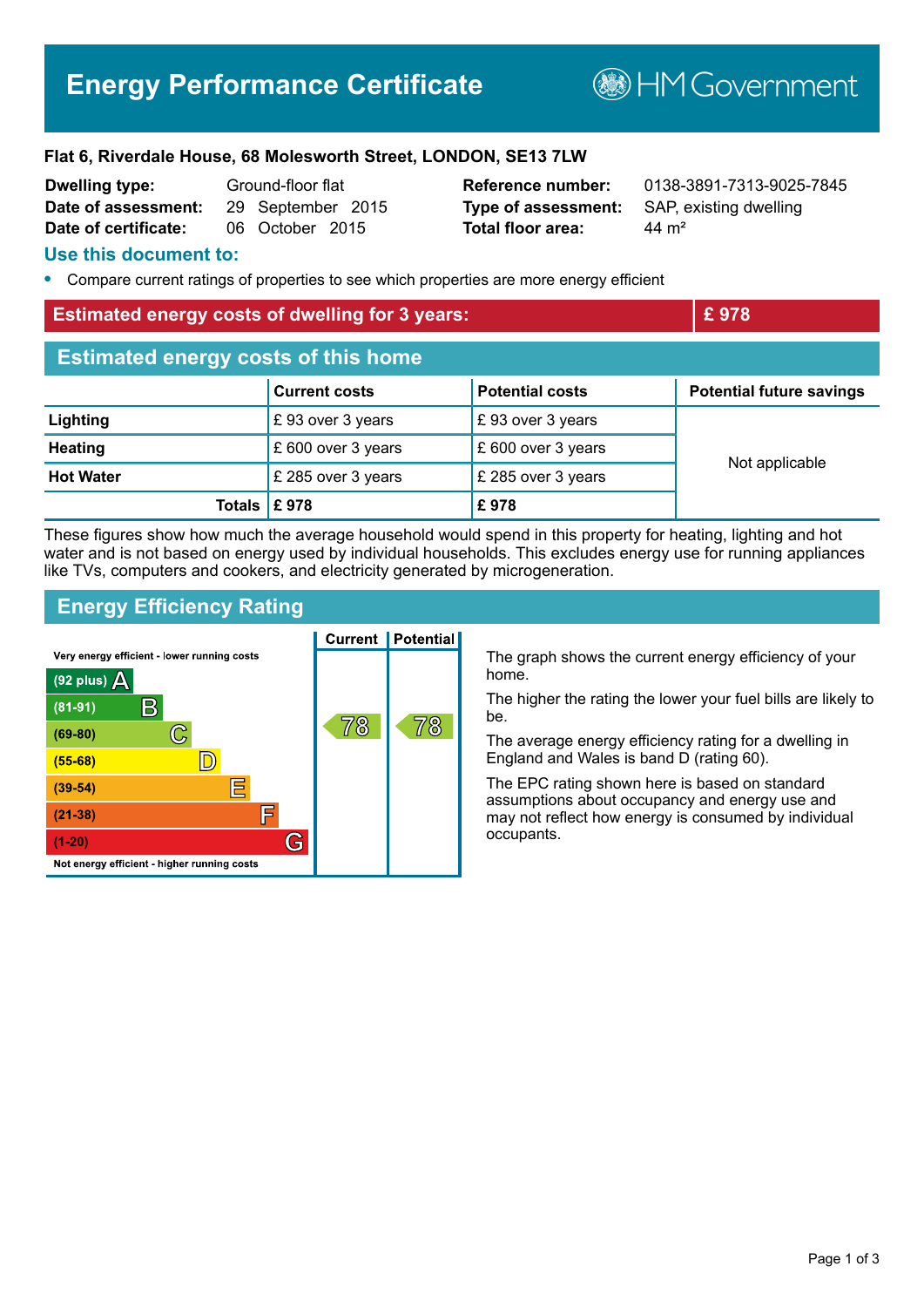# Energy Performance Certificate

HM Government

**Flat 6, Riverdale House, 68 Molesworth Street, LONDON, SE13 7LW**

| | | | |
|---|---|---|---|
| **Dwelling type:** | Ground-floor flat | **Reference number:** | 0138-3891-7313-9025-7845 |
| **Date of assessment:** | 29 September 2015 | **Type of assessment:** | SAP, existing dwelling |
| **Date of certificate:** | 06 October 2015 | **Total floor area:** | 44 m² |

## Use this document to:

- Compare current ratings of properties to see which properties are more energy efficient

## Estimated energy costs of dwelling for 3 years: £ 978

## Estimated energy costs of this home

| | Current costs | Potential costs | Potential future savings |
|---|---|---|---|
| **Lighting** | £ 93 over 3 years | £ 93 over 3 years | Not applicable |
| **Heating** | £ 600 over 3 years | £ 600 over 3 years | |
| **Hot Water** | £ 285 over 3 years | £ 285 over 3 years | |
| **Totals** | **£ 978** | **£ 978** | |

These figures show how much the average household would spend in this property for heating, lighting and hot water and is not based on energy used by individual households. This excludes energy use for running appliances like TVs, computers and cookers, and electricity generated by microgeneration.

## Energy Efficiency Rating

| Rating | Current | Potential |
|---|---|---|
| Very energy efficient - lower running costs | | |
| (92 plus) A | | |
| (81-91) B | | |
| (69-80) C | 78 | 78 |
| (55-68) D | | |
| (39-54) E | | |
| (21-38) F | | |
| (1-20) G | | |
| Not energy efficient - higher running costs | | |

The graph shows the current energy efficiency of your home.

The higher the rating the lower your fuel bills are likely to be.

The average energy efficiency rating for a dwelling in England and Wales is band D (rating 60).

The EPC rating shown here is based on standard assumptions about occupancy and energy use and may not reflect how energy is consumed by individual occupants.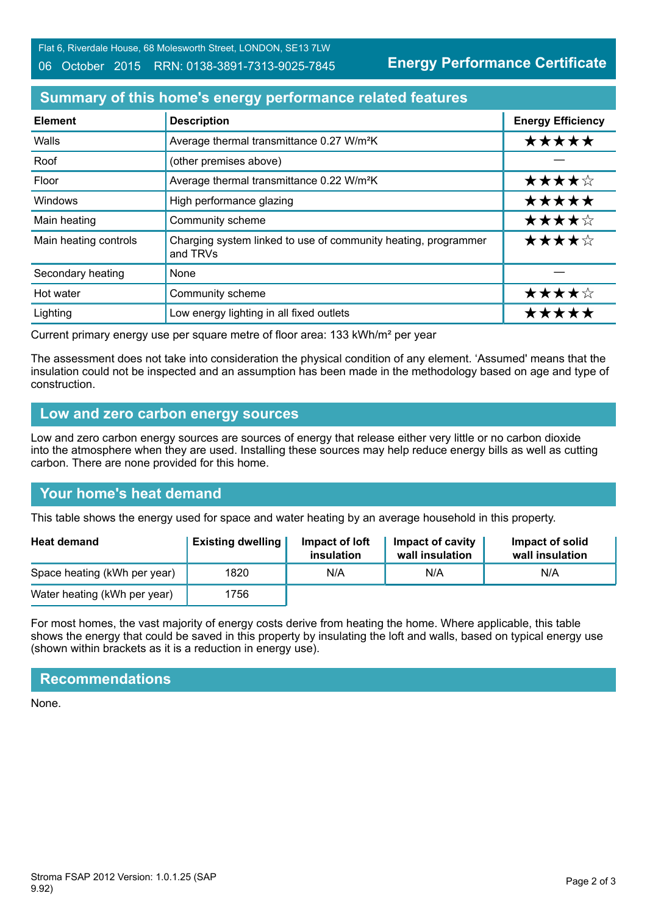Flat 6, Riverdale House, 68 Molesworth Street, LONDON, SE13 7LW
06 October 2015 RRN: 0138-3891-7313-9025-7845

**Energy Performance Certificate**

## Summary of this home's energy performance related features

| Element | Description | Energy Efficiency |
|---|---|---|
| Walls | Average thermal transmittance 0.27 W/m²K | ★★★★★ |
| Roof | (other premises above) | — |
| Floor | Average thermal transmittance 0.22 W/m²K | ★★★★☆ |
| Windows | High performance glazing | ★★★★★ |
| Main heating | Community scheme | ★★★★☆ |
| Main heating controls | Charging system linked to use of community heating, programmer and TRVs | ★★★★☆ |
| Secondary heating | None | — |
| Hot water | Community scheme | ★★★★☆ |
| Lighting | Low energy lighting in all fixed outlets | ★★★★★ |

Current primary energy use per square metre of floor area: 133 kWh/m² per year

The assessment does not take into consideration the physical condition of any element. 'Assumed' means that the insulation could not be inspected and an assumption has been made in the methodology based on age and type of construction.

## Low and zero carbon energy sources

Low and zero carbon energy sources are sources of energy that release either very little or no carbon dioxide into the atmosphere when they are used. Installing these sources may help reduce energy bills as well as cutting carbon. There are none provided for this home.

## Your home's heat demand

This table shows the energy used for space and water heating by an average household in this property.

| Heat demand | Existing dwelling | Impact of loft insulation | Impact of cavity wall insulation | Impact of solid wall insulation |
|---|---|---|---|---|
| Space heating (kWh per year) | 1820 | N/A | N/A | N/A |
| Water heating (kWh per year) | 1756 | | | |

For most homes, the vast majority of energy costs derive from heating the home. Where applicable, this table shows the energy that could be saved in this property by insulating the loft and walls, based on typical energy use (shown within brackets as it is a reduction in energy use).

## Recommendations

None.

Stroma FSAP 2012 Version: 1.0.1.25 (SAP 9.92)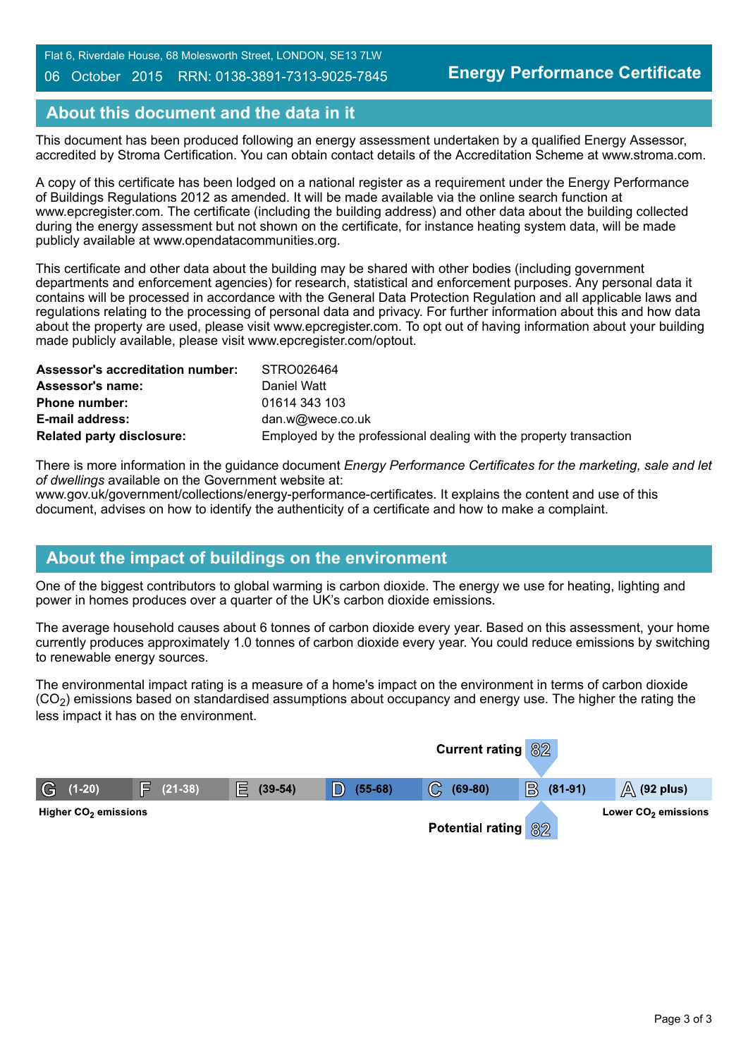Flat 6, Riverdale House, 68 Molesworth Street, LONDON, SE13 7LW

06 October 2015 RRN: 0138-3891-7313-9025-7845

**Energy Performance Certificate**

## About this document and the data in it

This document has been produced following an energy assessment undertaken by a qualified Energy Assessor, accredited by Stroma Certification. You can obtain contact details of the Accreditation Scheme at www.stroma.com.

A copy of this certificate has been lodged on a national register as a requirement under the Energy Performance of Buildings Regulations 2012 as amended. It will be made available via the online search function at www.epcregister.com. The certificate (including the building address) and other data about the building collected during the energy assessment but not shown on the certificate, for instance heating system data, will be made publicly available at www.opendatacommunities.org.

This certificate and other data about the building may be shared with other bodies (including government departments and enforcement agencies) for research, statistical and enforcement purposes. Any personal data it contains will be processed in accordance with the General Data Protection Regulation and all applicable laws and regulations relating to the processing of personal data and privacy. For further information about this and how data about the property are used, please visit www.epcregister.com. To opt out of having information about your building made publicly available, please visit www.epcregister.com/optout.

| | |
|---|---|
| **Assessor's accreditation number:** | STRO026464 |
| **Assessor's name:** | Daniel Watt |
| **Phone number:** | 01614 343 103 |
| **E-mail address:** | dan.w@wece.co.uk |
| **Related party disclosure:** | Employed by the professional dealing with the property transaction |

There is more information in the guidance document *Energy Performance Certificates for the marketing, sale and let of dwellings* available on the Government website at: www.gov.uk/government/collections/energy-performance-certificates. It explains the content and use of this document, advises on how to identify the authenticity of a certificate and how to make a complaint.

## About the impact of buildings on the environment

One of the biggest contributors to global warming is carbon dioxide. The energy we use for heating, lighting and power in homes produces over a quarter of the UK's carbon dioxide emissions.

The average household causes about 6 tonnes of carbon dioxide every year. Based on this assessment, your home currently produces approximately 1.0 tonnes of carbon dioxide every year. You could reduce emissions by switching to renewable energy sources.

The environmental impact rating is a measure of a home's impact on the environment in terms of carbon dioxide ($CO_2$) emissions based on standardised assumptions about occupancy and energy use. The higher the rating the less impact it has on the environment.

Current rating 82

G (1-20)
F (21-38)
E (39-54)
D (55-68)
C (69-80)
B (81-91)
A (92 plus)

Higher $CO_2$ emissions

Lower $CO_2$ emissions

Potential rating 82